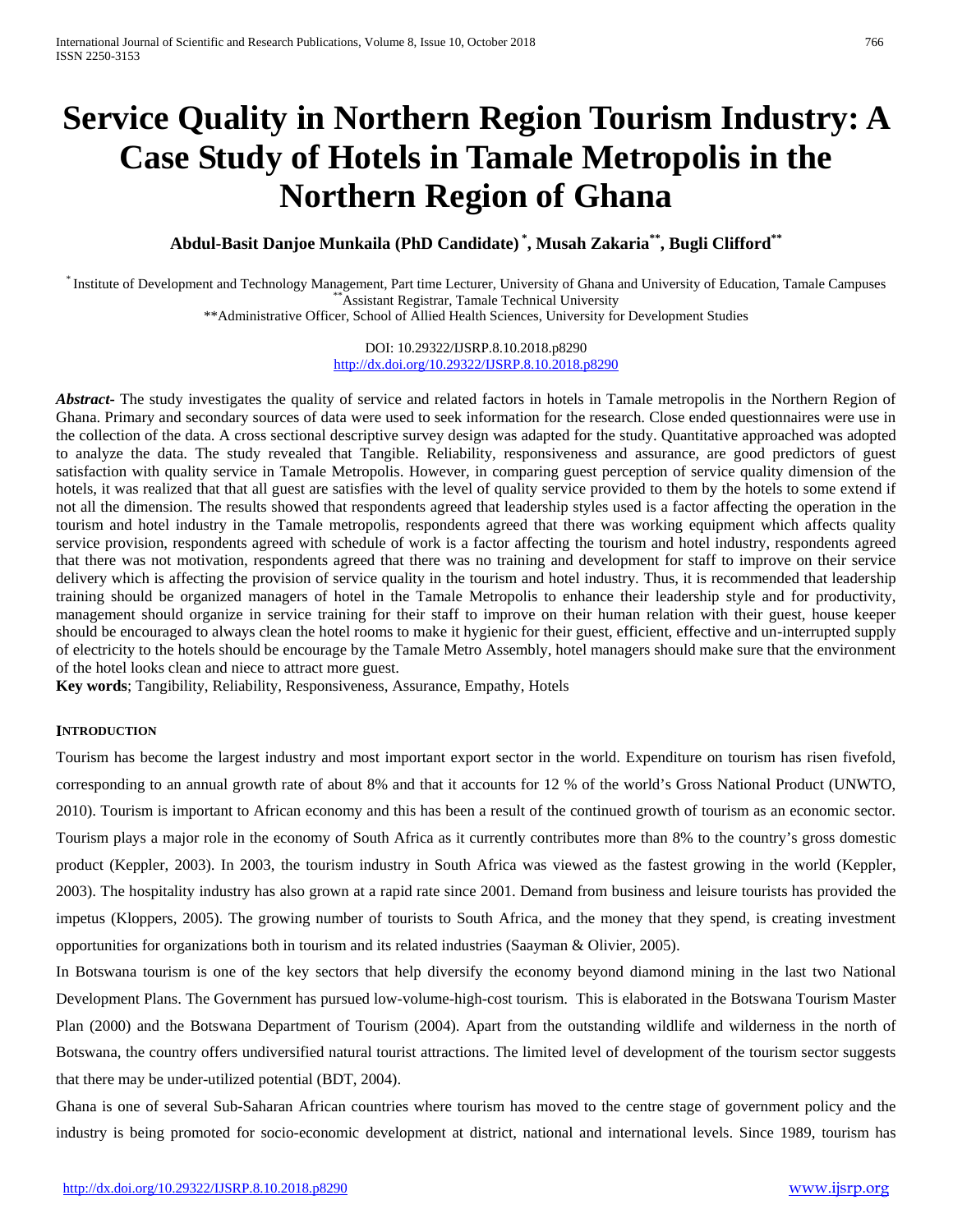# Service Quality in Northern Region Tourism Industry: A Case Study of Hotels in Tamale Metropolis in the Northern Region of Ghana

**Abdul-Basit Danjoe Munkaila (PhD Candidate) [*], Musah Zakaria[**], Bugli Clifford[**]**

[*] Institute of Development and Technology Management, Part time Lecturer, University of Ghana and University of Education, Tamale Campuses
[**] Assistant Registrar, Tamale Technical University
**Administrative Officer, School of Allied Health Sciences, University for Development Studies

DOI: 10.29322/IJSRP.8.10.2018.p8290
http://dx.doi.org/10.29322/IJSRP.8.10.2018.p8290

***Abstract*-** The study investigates the quality of service and related factors in hotels in Tamale metropolis in the Northern Region of Ghana. Primary and secondary sources of data were used to seek information for the research. Close ended questionnaires were use in the collection of the data. A cross sectional descriptive survey design was adapted for the study. Quantitative approached was adopted to analyze the data. The study revealed that Tangible. Reliability, responsiveness and assurance, are good predictors of guest satisfaction with quality service in Tamale Metropolis. However, in comparing guest perception of service quality dimension of the hotels, it was realized that that all guest are satisfies with the level of quality service provided to them by the hotels to some extend if not all the dimension. The results showed that respondents agreed that leadership styles used is a factor affecting the operation in the tourism and hotel industry in the Tamale metropolis, respondents agreed that there was working equipment which affects quality service provision, respondents agreed with schedule of work is a factor affecting the tourism and hotel industry, respondents agreed that there was not motivation, respondents agreed that there was no training and development for staff to improve on their service delivery which is affecting the provision of service quality in the tourism and hotel industry. Thus, it is recommended that leadership training should be organized managers of hotel in the Tamale Metropolis to enhance their leadership style and for productivity, management should organize in service training for their staff to improve on their human relation with their guest, house keeper should be encouraged to always clean the hotel rooms to make it hygienic for their guest, efficient, effective and un-interrupted supply of electricity to the hotels should be encourage by the Tamale Metro Assembly, hotel managers should make sure that the environment of the hotel looks clean and niece to attract more guest.

**Key words**; Tangibility, Reliability, Responsiveness, Assurance, Empathy, Hotels

## INTRODUCTION

Tourism has become the largest industry and most important export sector in the world. Expenditure on tourism has risen fivefold, corresponding to an annual growth rate of about 8% and that it accounts for 12 % of the world's Gross National Product (UNWTO, 2010). Tourism is important to African economy and this has been a result of the continued growth of tourism as an economic sector. Tourism plays a major role in the economy of South Africa as it currently contributes more than 8% to the country's gross domestic product (Keppler, 2003). In 2003, the tourism industry in South Africa was viewed as the fastest growing in the world (Keppler, 2003). The hospitality industry has also grown at a rapid rate since 2001. Demand from business and leisure tourists has provided the impetus (Kloppers, 2005). The growing number of tourists to South Africa, and the money that they spend, is creating investment opportunities for organizations both in tourism and its related industries (Saayman & Olivier, 2005).

In Botswana tourism is one of the key sectors that help diversify the economy beyond diamond mining in the last two National Development Plans. The Government has pursued low-volume-high-cost tourism. This is elaborated in the Botswana Tourism Master Plan (2000) and the Botswana Department of Tourism (2004). Apart from the outstanding wildlife and wilderness in the north of Botswana, the country offers undiversified natural tourist attractions. The limited level of development of the tourism sector suggests that there may be under-utilized potential (BDT, 2004).

Ghana is one of several Sub-Saharan African countries where tourism has moved to the centre stage of government policy and the industry is being promoted for socio-economic development at district, national and international levels. Since 1989, tourism has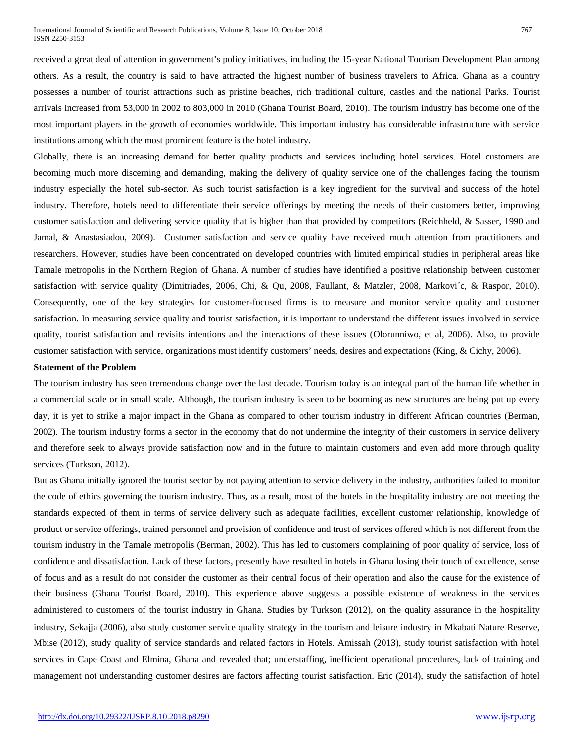received a great deal of attention in government's policy initiatives, including the 15-year National Tourism Development Plan among others. As a result, the country is said to have attracted the highest number of business travelers to Africa. Ghana as a country possesses a number of tourist attractions such as pristine beaches, rich traditional culture, castles and the national Parks. Tourist arrivals increased from 53,000 in 2002 to 803,000 in 2010 (Ghana Tourist Board, 2010). The tourism industry has become one of the most important players in the growth of economies worldwide. This important industry has considerable infrastructure with service institutions among which the most prominent feature is the hotel industry.

Globally, there is an increasing demand for better quality products and services including hotel services. Hotel customers are becoming much more discerning and demanding, making the delivery of quality service one of the challenges facing the tourism industry especially the hotel sub-sector. As such tourist satisfaction is a key ingredient for the survival and success of the hotel industry. Therefore, hotels need to differentiate their service offerings by meeting the needs of their customers better, improving customer satisfaction and delivering service quality that is higher than that provided by competitors (Reichheld, & Sasser, 1990 and Jamal, & Anastasiadou, 2009). Customer satisfaction and service quality have received much attention from practitioners and researchers. However, studies have been concentrated on developed countries with limited empirical studies in peripheral areas like Tamale metropolis in the Northern Region of Ghana. A number of studies have identified a positive relationship between customer satisfaction with service quality (Dimitriades, 2006, Chi, & Qu, 2008, Faullant, & Matzler, 2008, Markovi´c, & Raspor, 2010). Consequently, one of the key strategies for customer-focused firms is to measure and monitor service quality and customer satisfaction. In measuring service quality and tourist satisfaction, it is important to understand the different issues involved in service quality, tourist satisfaction and revisits intentions and the interactions of these issues (Olorunniwo, et al, 2006). Also, to provide customer satisfaction with service, organizations must identify customers' needs, desires and expectations (King, & Cichy, 2006).

**Statement of the Problem**

The tourism industry has seen tremendous change over the last decade. Tourism today is an integral part of the human life whether in a commercial scale or in small scale. Although, the tourism industry is seen to be booming as new structures are being put up every day, it is yet to strike a major impact in the Ghana as compared to other tourism industry in different African countries (Berman, 2002). The tourism industry forms a sector in the economy that do not undermine the integrity of their customers in service delivery and therefore seek to always provide satisfaction now and in the future to maintain customers and even add more through quality services (Turkson, 2012).

But as Ghana initially ignored the tourist sector by not paying attention to service delivery in the industry, authorities failed to monitor the code of ethics governing the tourism industry. Thus, as a result, most of the hotels in the hospitality industry are not meeting the standards expected of them in terms of service delivery such as adequate facilities, excellent customer relationship, knowledge of product or service offerings, trained personnel and provision of confidence and trust of services offered which is not different from the tourism industry in the Tamale metropolis (Berman, 2002). This has led to customers complaining of poor quality of service, loss of confidence and dissatisfaction. Lack of these factors, presently have resulted in hotels in Ghana losing their touch of excellence, sense of focus and as a result do not consider the customer as their central focus of their operation and also the cause for the existence of their business (Ghana Tourist Board, 2010). This experience above suggests a possible existence of weakness in the services administered to customers of the tourist industry in Ghana. Studies by Turkson (2012), on the quality assurance in the hospitality industry, Sekajja (2006), also study customer service quality strategy in the tourism and leisure industry in Mkabati Nature Reserve, Mbise (2012), study quality of service standards and related factors in Hotels. Amissah (2013), study tourist satisfaction with hotel services in Cape Coast and Elmina, Ghana and revealed that; understaffing, inefficient operational procedures, lack of training and management not understanding customer desires are factors affecting tourist satisfaction. Eric (2014), study the satisfaction of hotel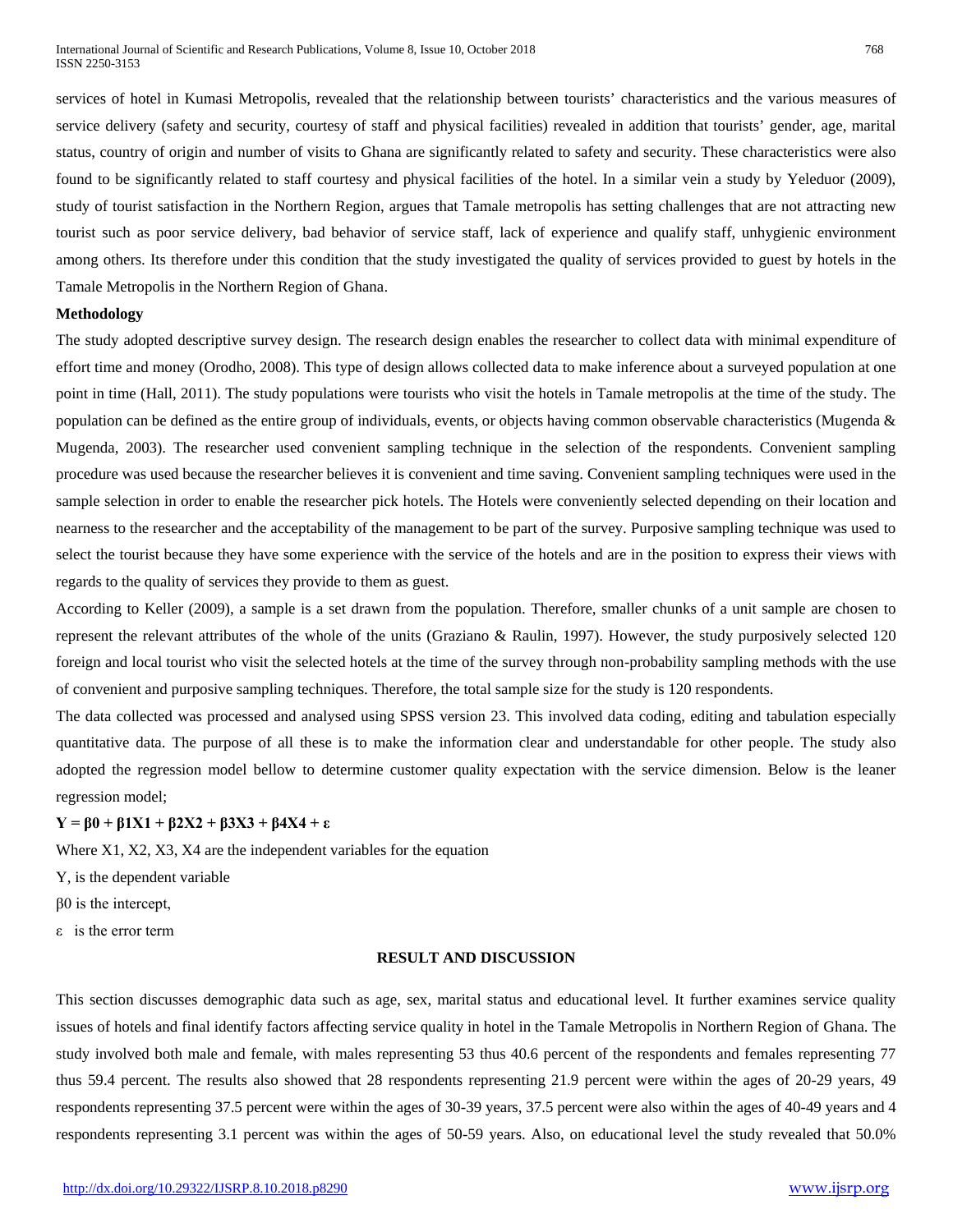services of hotel in Kumasi Metropolis, revealed that the relationship between tourists' characteristics and the various measures of service delivery (safety and security, courtesy of staff and physical facilities) revealed in addition that tourists' gender, age, marital status, country of origin and number of visits to Ghana are significantly related to safety and security. These characteristics were also found to be significantly related to staff courtesy and physical facilities of the hotel. In a similar vein a study by Yeleduor (2009), study of tourist satisfaction in the Northern Region, argues that Tamale metropolis has setting challenges that are not attracting new tourist such as poor service delivery, bad behavior of service staff, lack of experience and qualify staff, unhygienic environment among others. Its therefore under this condition that the study investigated the quality of services provided to guest by hotels in the Tamale Metropolis in the Northern Region of Ghana.

**Methodology**

The study adopted descriptive survey design. The research design enables the researcher to collect data with minimal expenditure of effort time and money (Orodho, 2008). This type of design allows collected data to make inference about a surveyed population at one point in time (Hall, 2011). The study populations were tourists who visit the hotels in Tamale metropolis at the time of the study. The population can be defined as the entire group of individuals, events, or objects having common observable characteristics (Mugenda & Mugenda, 2003). The researcher used convenient sampling technique in the selection of the respondents. Convenient sampling procedure was used because the researcher believes it is convenient and time saving. Convenient sampling techniques were used in the sample selection in order to enable the researcher pick hotels. The Hotels were conveniently selected depending on their location and nearness to the researcher and the acceptability of the management to be part of the survey. Purposive sampling technique was used to select the tourist because they have some experience with the service of the hotels and are in the position to express their views with regards to the quality of services they provide to them as guest.

According to Keller (2009), a sample is a set drawn from the population. Therefore, smaller chunks of a unit sample are chosen to represent the relevant attributes of the whole of the units (Graziano & Raulin, 1997). However, the study purposively selected 120 foreign and local tourist who visit the selected hotels at the time of the survey through non-probability sampling methods with the use of convenient and purposive sampling techniques. Therefore, the total sample size for the study is 120 respondents.

The data collected was processed and analysed using SPSS version 23. This involved data coding, editing and tabulation especially quantitative data. The purpose of all these is to make the information clear and understandable for other people. The study also adopted the regression model bellow to determine customer quality expectation with the service dimension. Below is the leaner regression model;

$$Y = \beta_0 + \beta_1 X_1 + \beta_2 X_2 + \beta_3 X_3 + \beta_4 X_4 + \varepsilon$$

Where $X_1$, $X_2$, $X_3$, $X_4$ are the independent variables for the equation

$Y$, is the dependent variable

$\beta_0$ is the intercept,

$\varepsilon$ is the error term

## RESULT AND DISCUSSION

This section discusses demographic data such as age, sex, marital status and educational level. It further examines service quality issues of hotels and final identify factors affecting service quality in hotel in the Tamale Metropolis in Northern Region of Ghana. The study involved both male and female, with males representing 53 thus 40.6 percent of the respondents and females representing 77 thus 59.4 percent. The results also showed that 28 respondents representing 21.9 percent were within the ages of 20-29 years, 49 respondents representing 37.5 percent were within the ages of 30-39 years, 37.5 percent were also within the ages of 40-49 years and 4 respondents representing 3.1 percent was within the ages of 50-59 years. Also, on educational level the study revealed that 50.0%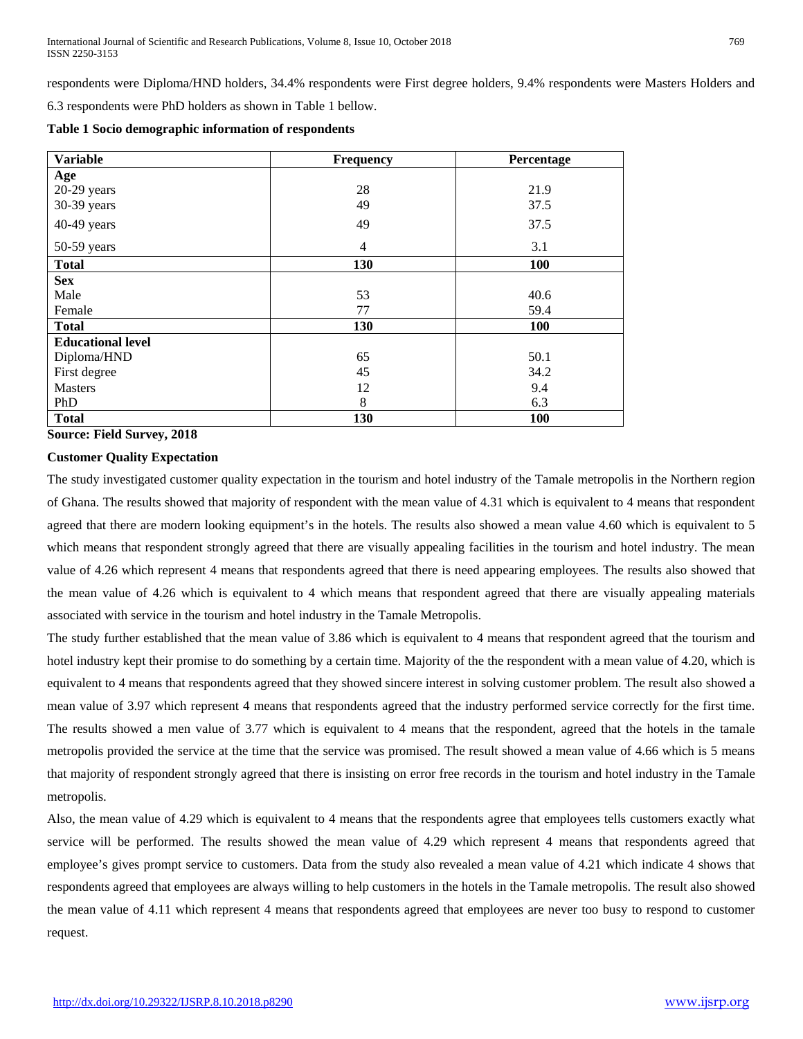respondents were Diploma/HND holders, 34.4% respondents were First degree holders, 9.4% respondents were Masters Holders and 6.3 respondents were PhD holders as shown in Table 1 bellow.

**Table 1 Socio demographic information of respondents**

| Variable | Frequency | Percentage |
|---|---|---|
| **Age** | | |
| 20-29 years | 28 | 21.9 |
| 30-39 years | 49 | 37.5 |
| 40-49 years | 49 | 37.5 |
| 50-59 years | 4 | 3.1 |
| **Total** | **130** | **100** |
| **Sex** | | |
| Male | 53 | 40.6 |
| Female | 77 | 59.4 |
| **Total** | **130** | **100** |
| **Educational level** | | |
| Diploma/HND | 65 | 50.1 |
| First degree | 45 | 34.2 |
| Masters | 12 | 9.4 |
| PhD | 8 | 6.3 |
| **Total** | **130** | **100** |

**Source: Field Survey, 2018**

**Customer Quality Expectation**

The study investigated customer quality expectation in the tourism and hotel industry of the Tamale metropolis in the Northern region of Ghana. The results showed that majority of respondent with the mean value of 4.31 which is equivalent to 4 means that respondent agreed that there are modern looking equipment's in the hotels. The results also showed a mean value 4.60 which is equivalent to 5 which means that respondent strongly agreed that there are visually appealing facilities in the tourism and hotel industry. The mean value of 4.26 which represent 4 means that respondents agreed that there is need appearing employees. The results also showed that the mean value of 4.26 which is equivalent to 4 which means that respondent agreed that there are visually appealing materials associated with service in the tourism and hotel industry in the Tamale Metropolis.

The study further established that the mean value of 3.86 which is equivalent to 4 means that respondent agreed that the tourism and hotel industry kept their promise to do something by a certain time. Majority of the the respondent with a mean value of 4.20, which is equivalent to 4 means that respondents agreed that they showed sincere interest in solving customer problem. The result also showed a mean value of 3.97 which represent 4 means that respondents agreed that the industry performed service correctly for the first time. The results showed a men value of 3.77 which is equivalent to 4 means that the respondent, agreed that the hotels in the tamale metropolis provided the service at the time that the service was promised. The result showed a mean value of 4.66 which is 5 means that majority of respondent strongly agreed that there is insisting on error free records in the tourism and hotel industry in the Tamale metropolis.

Also, the mean value of 4.29 which is equivalent to 4 means that the respondents agree that employees tells customers exactly what service will be performed. The results showed the mean value of 4.29 which represent 4 means that respondents agreed that employee's gives prompt service to customers. Data from the study also revealed a mean value of 4.21 which indicate 4 shows that respondents agreed that employees are always willing to help customers in the hotels in the Tamale metropolis. The result also showed the mean value of 4.11 which represent 4 means that respondents agreed that employees are never too busy to respond to customer request.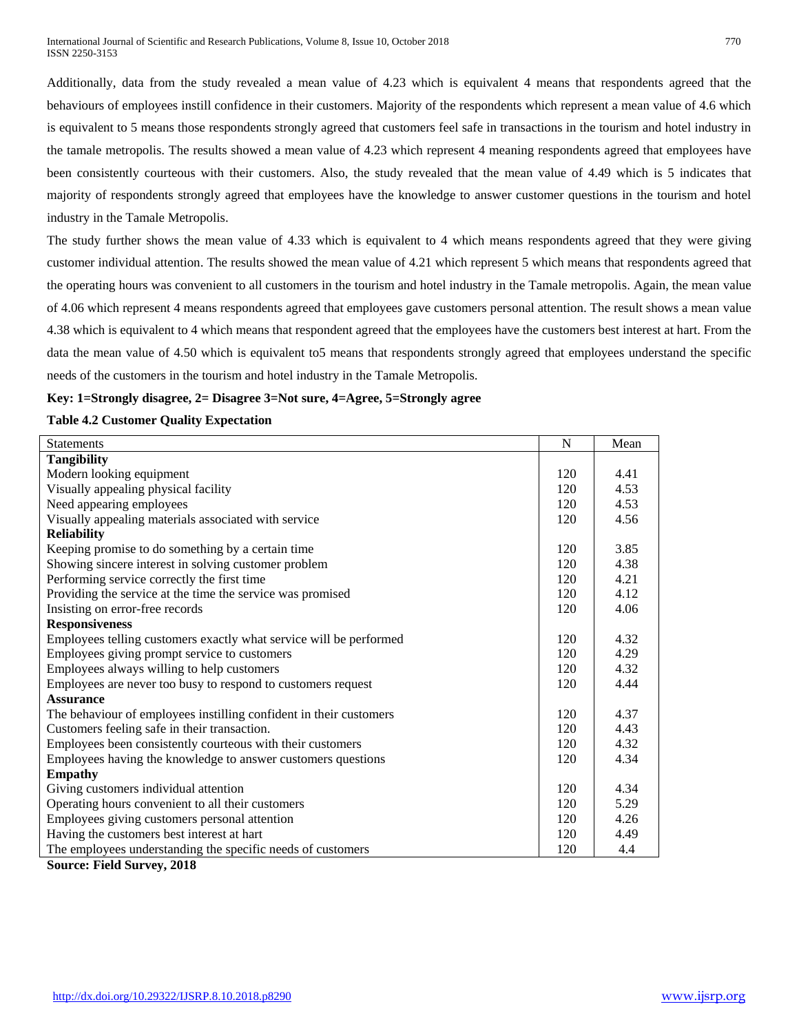Additionally, data from the study revealed a mean value of 4.23 which is equivalent 4 means that respondents agreed that the behaviours of employees instill confidence in their customers. Majority of the respondents which represent a mean value of 4.6 which is equivalent to 5 means those respondents strongly agreed that customers feel safe in transactions in the tourism and hotel industry in the tamale metropolis. The results showed a mean value of 4.23 which represent 4 meaning respondents agreed that employees have been consistently courteous with their customers. Also, the study revealed that the mean value of 4.49 which is 5 indicates that majority of respondents strongly agreed that employees have the knowledge to answer customer questions in the tourism and hotel industry in the Tamale Metropolis.

The study further shows the mean value of 4.33 which is equivalent to 4 which means respondents agreed that they were giving customer individual attention. The results showed the mean value of 4.21 which represent 5 which means that respondents agreed that the operating hours was convenient to all customers in the tourism and hotel industry in the Tamale metropolis. Again, the mean value of 4.06 which represent 4 means respondents agreed that employees gave customers personal attention. The result shows a mean value 4.38 which is equivalent to 4 which means that respondent agreed that the employees have the customers best interest at hart. From the data the mean value of 4.50 which is equivalent to5 means that respondents strongly agreed that employees understand the specific needs of the customers in the tourism and hotel industry in the Tamale Metropolis.

**Key: 1=Strongly disagree, 2= Disagree 3=Not sure, 4=Agree, 5=Strongly agree**

**Table 4.2 Customer Quality Expectation**

| Statements | N | Mean |
|---|---|---|
| **Tangibility** | | |
| Modern looking equipment | 120 | 4.41 |
| Visually appealing physical facility | 120 | 4.53 |
| Need appearing employees | 120 | 4.53 |
| Visually appealing materials associated with service | 120 | 4.56 |
| **Reliability** | | |
| Keeping promise to do something by a certain time | 120 | 3.85 |
| Showing sincere interest in solving customer problem | 120 | 4.38 |
| Performing service correctly the first time | 120 | 4.21 |
| Providing the service at the time the service was promised | 120 | 4.12 |
| Insisting on error-free records | 120 | 4.06 |
| **Responsiveness** | | |
| Employees telling customers exactly what service will be performed | 120 | 4.32 |
| Employees giving prompt service to customers | 120 | 4.29 |
| Employees always willing to help customers | 120 | 4.32 |
| Employees are never too busy to respond to customers request | 120 | 4.44 |
| **Assurance** | | |
| The behaviour of employees instilling confident in their customers | 120 | 4.37 |
| Customers feeling safe in their transaction. | 120 | 4.43 |
| Employees been consistently courteous with their customers | 120 | 4.32 |
| Employees having the knowledge to answer customers questions | 120 | 4.34 |
| **Empathy** | | |
| Giving customers individual attention | 120 | 4.34 |
| Operating hours convenient to all their customers | 120 | 5.29 |
| Employees giving customers personal attention | 120 | 4.26 |
| Having the customers best interest at hart | 120 | 4.49 |
| The employees understanding the specific needs of customers | 120 | 4.4 |

**Source: Field Survey, 2018**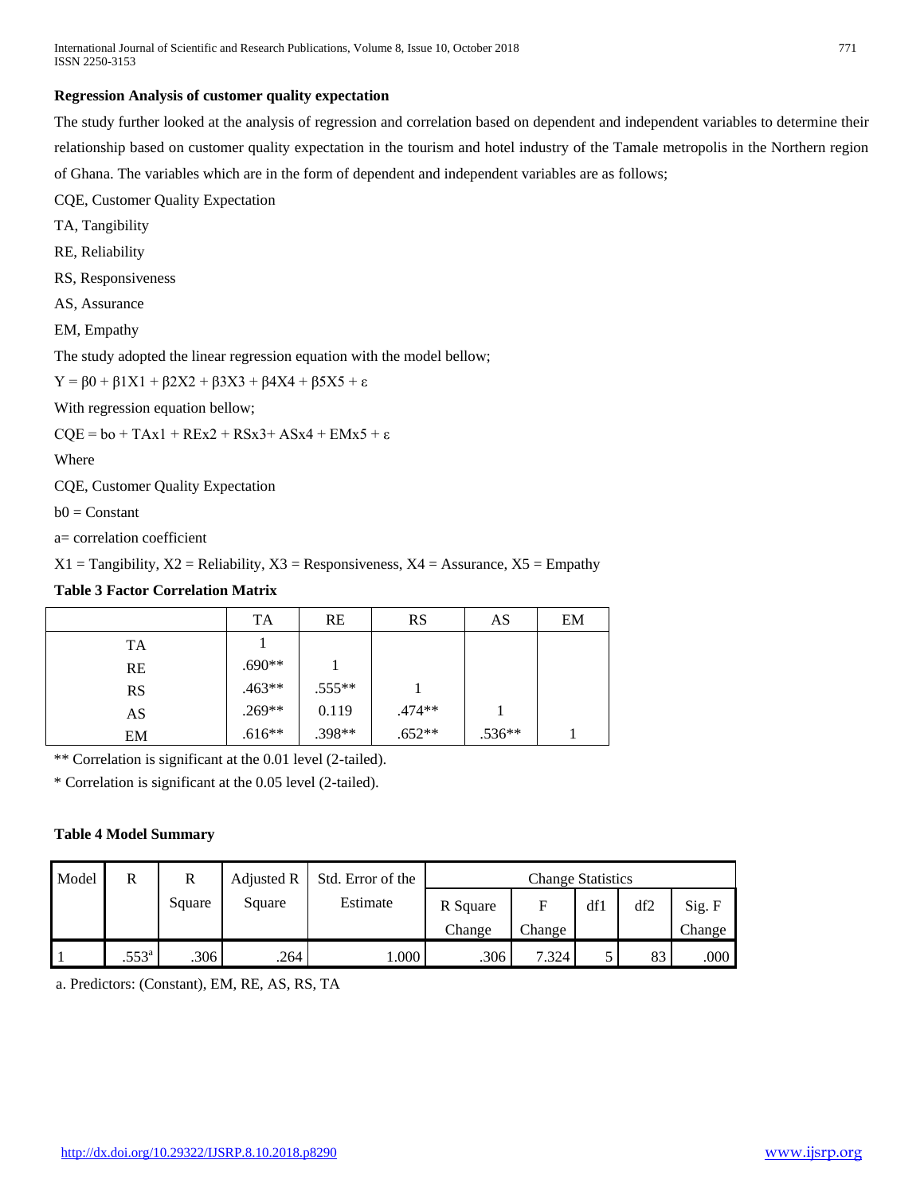**Regression Analysis of customer quality expectation**

The study further looked at the analysis of regression and correlation based on dependent and independent variables to determine their relationship based on customer quality expectation in the tourism and hotel industry of the Tamale metropolis in the Northern region of Ghana. The variables which are in the form of dependent and independent variables are as follows;

CQE, Customer Quality Expectation

TA, Tangibility

RE, Reliability

RS, Responsiveness

AS, Assurance

EM, Empathy

The study adopted the linear regression equation with the model bellow;

$Y = \beta 0 + \beta 1X1 + \beta 2X2 + \beta 3X3 + \beta 4X4 + \beta 5X5 + \varepsilon$

With regression equation bellow;

$CQE = bo + TAx1 + REx2 + RSx3 + ASx4 + EMx5 + \varepsilon$

Where

CQE, Customer Quality Expectation

b0 = Constant

a= correlation coefficient

X1 = Tangibility, X2 = Reliability, X3 = Responsiveness, X4 = Assurance, X5 = Empathy

**Table 3 Factor Correlation Matrix**

| | TA | RE | RS | AS | EM |
|---|---|---|---|---|---|
| TA | 1 | | | | |
| RE | .690** | 1 | | | |
| RS | .463** | .555** | 1 | | |
| AS | .269** | 0.119 | .474** | 1 | |
| EM | .616** | .398** | .652** | .536** | 1 |

** Correlation is significant at the 0.01 level (2-tailed).

* Correlation is significant at the 0.05 level (2-tailed).

**Table 4 Model Summary**

| Model | R | R Square | Adjusted R Square | Std. Error of the Estimate | Change Statistics | | | | |
|---|---|---|---|---|---|---|---|---|---|
| | | | | | R Square Change | F Change | df1 | df2 | Sig. F Change |
| 1 | .553[a] | .306 | .264 | 1.000 | .306 | 7.324 | 5 | 83 | .000 |

a. Predictors: (Constant), EM, RE, AS, RS, TA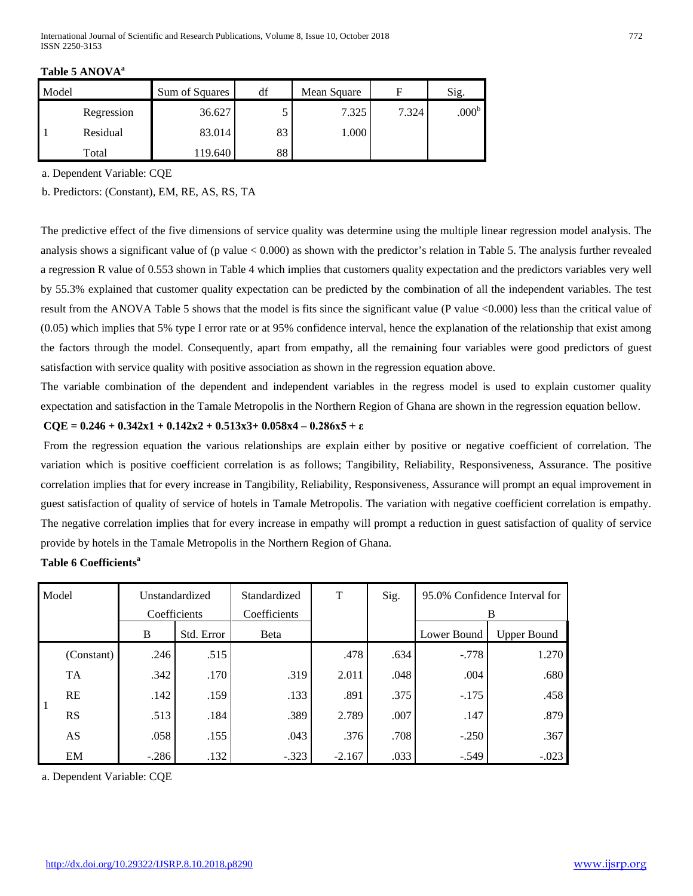**Table 5 ANOVA[a]**

| Model | | Sum of Squares | df | Mean Square | F | Sig. |
|---|---|---|---|---|---|---|
| 1 | Regression | 36.627 | 5 | 7.325 | 7.324 | .000[b] |
| | Residual | 83.014 | 83 | 1.000 | | |
| | Total | 119.640 | 88 | | | |

a. Dependent Variable: CQE

b. Predictors: (Constant), EM, RE, AS, RS, TA

The predictive effect of the five dimensions of service quality was determine using the multiple linear regression model analysis. The analysis shows a significant value of (p value < 0.000) as shown with the predictor's relation in Table 5. The analysis further revealed a regression R value of 0.553 shown in Table 4 which implies that customers quality expectation and the predictors variables very well by 55.3% explained that customer quality expectation can be predicted by the combination of all the independent variables. The test result from the ANOVA Table 5 shows that the model is fits since the significant value (P value <0.000) less than the critical value of (0.05) which implies that 5% type I error rate or at 95% confidence interval, hence the explanation of the relationship that exist among the factors through the model. Consequently, apart from empathy, all the remaining four variables were good predictors of guest satisfaction with service quality with positive association as shown in the regression equation above.

The variable combination of the dependent and independent variables in the regress model is used to explain customer quality expectation and satisfaction in the Tamale Metropolis in the Northern Region of Ghana are shown in the regression equation bellow.

$$CQE = 0.246 + 0.342x1 + 0.142x2 + 0.513x3 + 0.058x4 - 0.286x5 + \varepsilon$$

From the regression equation the various relationships are explain either by positive or negative coefficient of correlation. The variation which is positive coefficient correlation is as follows; Tangibility, Reliability, Responsiveness, Assurance. The positive correlation implies that for every increase in Tangibility, Reliability, Responsiveness, Assurance will prompt an equal improvement in guest satisfaction of quality of service of hotels in Tamale Metropolis. The variation with negative coefficient correlation is empathy. The negative correlation implies that for every increase in empathy will prompt a reduction in guest satisfaction of quality of service provide by hotels in the Tamale Metropolis in the Northern Region of Ghana.

**Table 6 Coefficients[a]**

| Model | | Unstandardized Coefficients | | Standardized Coefficients | T | Sig. | 95.0% Confidence Interval for B | |
|---|---|---|---|---|---|---|---|---|
| | | B | Std. Error | Beta | | | Lower Bound | Upper Bound |
| 1 | (Constant) | .246 | .515 | | .478 | .634 | -.778 | 1.270 |
| | TA | .342 | .170 | .319 | 2.011 | .048 | .004 | .680 |
| | RE | .142 | .159 | .133 | .891 | .375 | -.175 | .458 |
| | RS | .513 | .184 | .389 | 2.789 | .007 | .147 | .879 |
| | AS | .058 | .155 | .043 | .376 | .708 | -.250 | .367 |
| | EM | -.286 | .132 | -.323 | -2.167 | .033 | -.549 | -.023 |

a. Dependent Variable: CQE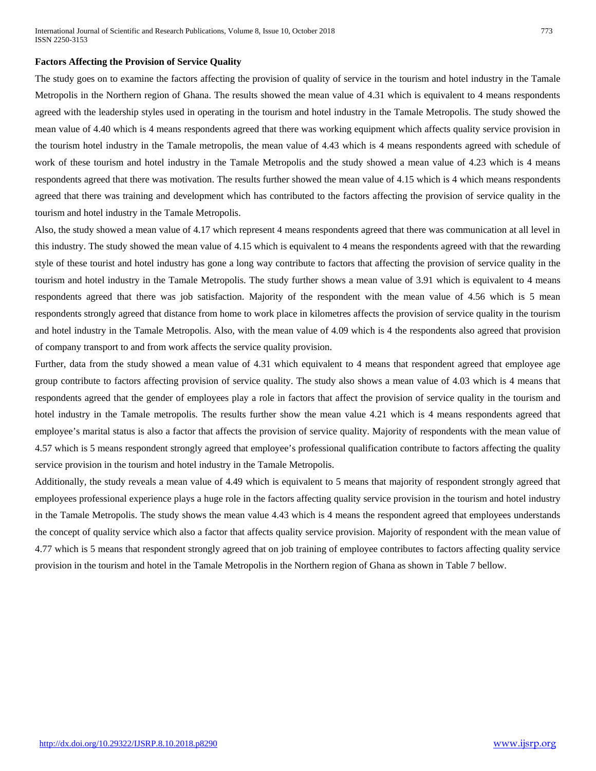**Factors Affecting the Provision of Service Quality**

The study goes on to examine the factors affecting the provision of quality of service in the tourism and hotel industry in the Tamale Metropolis in the Northern region of Ghana. The results showed the mean value of 4.31 which is equivalent to 4 means respondents agreed with the leadership styles used in operating in the tourism and hotel industry in the Tamale Metropolis. The study showed the mean value of 4.40 which is 4 means respondents agreed that there was working equipment which affects quality service provision in the tourism hotel industry in the Tamale metropolis, the mean value of 4.43 which is 4 means respondents agreed with schedule of work of these tourism and hotel industry in the Tamale Metropolis and the study showed a mean value of 4.23 which is 4 means respondents agreed that there was motivation. The results further showed the mean value of 4.15 which is 4 which means respondents agreed that there was training and development which has contributed to the factors affecting the provision of service quality in the tourism and hotel industry in the Tamale Metropolis.

Also, the study showed a mean value of 4.17 which represent 4 means respondents agreed that there was communication at all level in this industry. The study showed the mean value of 4.15 which is equivalent to 4 means the respondents agreed with that the rewarding style of these tourist and hotel industry has gone a long way contribute to factors that affecting the provision of service quality in the tourism and hotel industry in the Tamale Metropolis. The study further shows a mean value of 3.91 which is equivalent to 4 means respondents agreed that there was job satisfaction. Majority of the respondent with the mean value of 4.56 which is 5 mean respondents strongly agreed that distance from home to work place in kilometres affects the provision of service quality in the tourism and hotel industry in the Tamale Metropolis. Also, with the mean value of 4.09 which is 4 the respondents also agreed that provision of company transport to and from work affects the service quality provision.

Further, data from the study showed a mean value of 4.31 which equivalent to 4 means that respondent agreed that employee age group contribute to factors affecting provision of service quality. The study also shows a mean value of 4.03 which is 4 means that respondents agreed that the gender of employees play a role in factors that affect the provision of service quality in the tourism and hotel industry in the Tamale metropolis. The results further show the mean value 4.21 which is 4 means respondents agreed that employee's marital status is also a factor that affects the provision of service quality. Majority of respondents with the mean value of 4.57 which is 5 means respondent strongly agreed that employee's professional qualification contribute to factors affecting the quality service provision in the tourism and hotel industry in the Tamale Metropolis.

Additionally, the study reveals a mean value of 4.49 which is equivalent to 5 means that majority of respondent strongly agreed that employees professional experience plays a huge role in the factors affecting quality service provision in the tourism and hotel industry in the Tamale Metropolis. The study shows the mean value 4.43 which is 4 means the respondent agreed that employees understands the concept of quality service which also a factor that affects quality service provision. Majority of respondent with the mean value of 4.77 which is 5 means that respondent strongly agreed that on job training of employee contributes to factors affecting quality service provision in the tourism and hotel in the Tamale Metropolis in the Northern region of Ghana as shown in Table 7 bellow.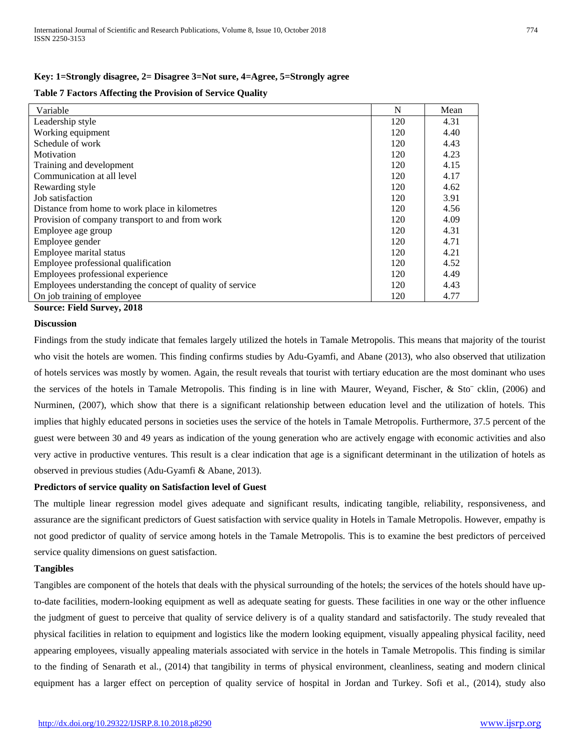**Key: 1=Strongly disagree, 2= Disagree 3=Not sure, 4=Agree, 5=Strongly agree**

**Table 7 Factors Affecting the Provision of Service Quality**

| Variable | N | Mean |
|---|---|---|
| Leadership style | 120 | 4.31 |
| Working equipment | 120 | 4.40 |
| Schedule of work | 120 | 4.43 |
| Motivation | 120 | 4.23 |
| Training and development | 120 | 4.15 |
| Communication at all level | 120 | 4.17 |
| Rewarding style | 120 | 4.62 |
| Job satisfaction | 120 | 3.91 |
| Distance from home to work place in kilometres | 120 | 4.56 |
| Provision of company transport to and from work | 120 | 4.09 |
| Employee age group | 120 | 4.31 |
| Employee gender | 120 | 4.71 |
| Employee marital status | 120 | 4.21 |
| Employee professional qualification | 120 | 4.52 |
| Employees professional experience | 120 | 4.49 |
| Employees understanding the concept of quality of service | 120 | 4.43 |
| On job training of employee | 120 | 4.77 |

**Source: Field Survey, 2018**

**Discussion**

Findings from the study indicate that females largely utilized the hotels in Tamale Metropolis. This means that majority of the tourist who visit the hotels are women. This finding confirms studies by Adu-Gyamfi, and Abane (2013), who also observed that utilization of hotels services was mostly by women. Again, the result reveals that tourist with tertiary education are the most dominant who uses the services of the hotels in Tamale Metropolis. This finding is in line with Maurer, Weyand, Fischer, & Sto¨ cklin, (2006) and Nurminen, (2007), which show that there is a significant relationship between education level and the utilization of hotels. This implies that highly educated persons in societies uses the service of the hotels in Tamale Metropolis. Furthermore, 37.5 percent of the guest were between 30 and 49 years as indication of the young generation who are actively engage with economic activities and also very active in productive ventures. This result is a clear indication that age is a significant determinant in the utilization of hotels as observed in previous studies (Adu-Gyamfi & Abane, 2013).

**Predictors of service quality on Satisfaction level of Guest**

The multiple linear regression model gives adequate and significant results, indicating tangible, reliability, responsiveness, and assurance are the significant predictors of Guest satisfaction with service quality in Hotels in Tamale Metropolis. However, empathy is not good predictor of quality of service among hotels in the Tamale Metropolis. This is to examine the best predictors of perceived service quality dimensions on guest satisfaction.

**Tangibles**

Tangibles are component of the hotels that deals with the physical surrounding of the hotels; the services of the hotels should have up-to-date facilities, modern-looking equipment as well as adequate seating for guests. These facilities in one way or the other influence the judgment of guest to perceive that quality of service delivery is of a quality standard and satisfactorily. The study revealed that physical facilities in relation to equipment and logistics like the modern looking equipment, visually appealing physical facility, need appearing employees, visually appealing materials associated with service in the hotels in Tamale Metropolis. This finding is similar to the finding of Senarath et al., (2014) that tangibility in terms of physical environment, cleanliness, seating and modern clinical equipment has a larger effect on perception of quality service of hospital in Jordan and Turkey. Sofi et al., (2014), study also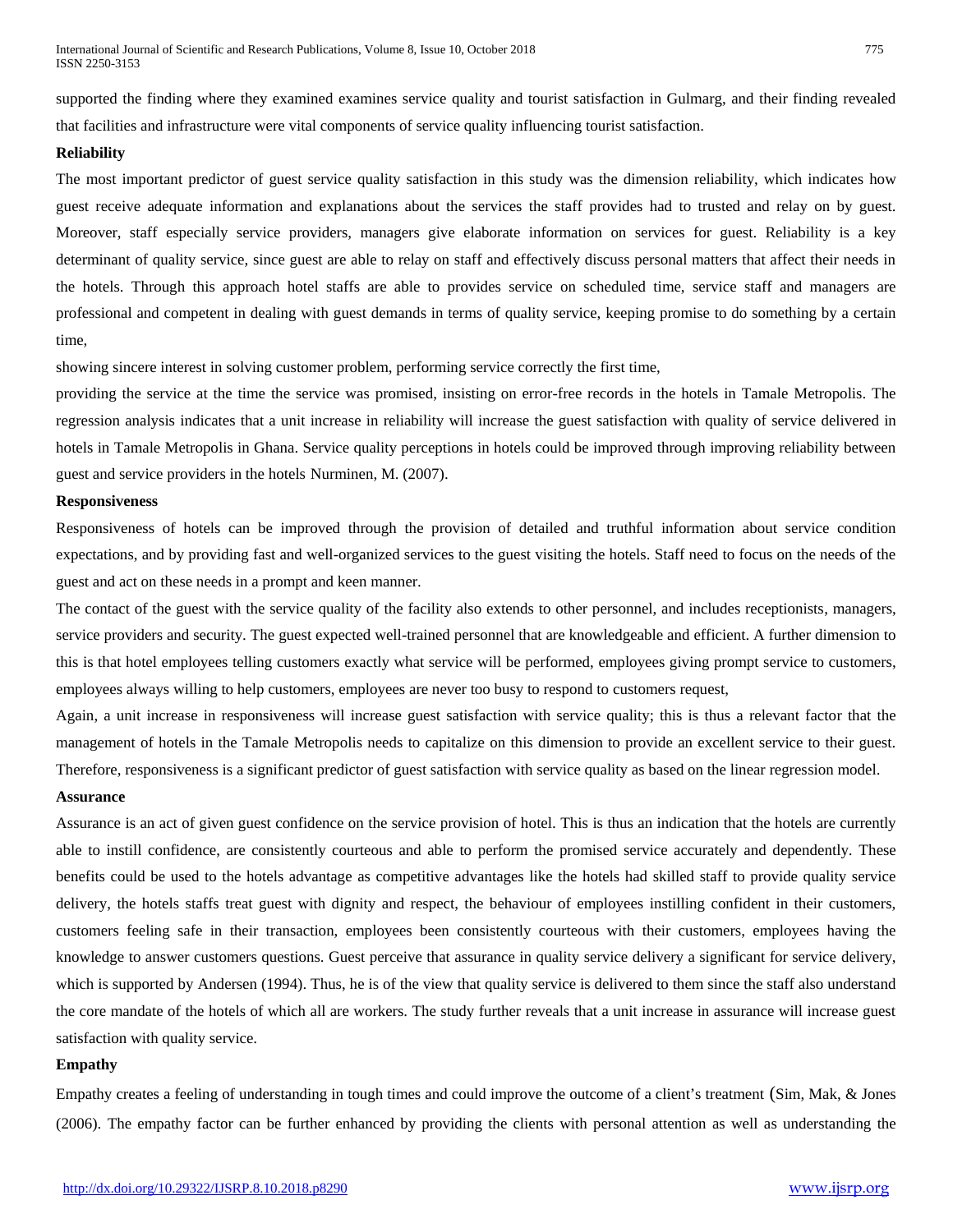supported the finding where they examined examines service quality and tourist satisfaction in Gulmarg, and their finding revealed that facilities and infrastructure were vital components of service quality influencing tourist satisfaction.

**Reliability**

The most important predictor of guest service quality satisfaction in this study was the dimension reliability, which indicates how guest receive adequate information and explanations about the services the staff provides had to trusted and relay on by guest. Moreover, staff especially service providers, managers give elaborate information on services for guest. Reliability is a key determinant of quality service, since guest are able to relay on staff and effectively discuss personal matters that affect their needs in the hotels. Through this approach hotel staffs are able to provides service on scheduled time, service staff and managers are professional and competent in dealing with guest demands in terms of quality service, keeping promise to do something by a certain time,

showing sincere interest in solving customer problem, performing service correctly the first time,

providing the service at the time the service was promised, insisting on error-free records in the hotels in Tamale Metropolis. The regression analysis indicates that a unit increase in reliability will increase the guest satisfaction with quality of service delivered in hotels in Tamale Metropolis in Ghana. Service quality perceptions in hotels could be improved through improving reliability between guest and service providers in the hotels Nurminen, M. (2007).

**Responsiveness**

Responsiveness of hotels can be improved through the provision of detailed and truthful information about service condition expectations, and by providing fast and well-organized services to the guest visiting the hotels. Staff need to focus on the needs of the guest and act on these needs in a prompt and keen manner.

The contact of the guest with the service quality of the facility also extends to other personnel, and includes receptionists, managers, service providers and security. The guest expected well-trained personnel that are knowledgeable and efficient. A further dimension to this is that hotel employees telling customers exactly what service will be performed, employees giving prompt service to customers, employees always willing to help customers, employees are never too busy to respond to customers request,

Again, a unit increase in responsiveness will increase guest satisfaction with service quality; this is thus a relevant factor that the management of hotels in the Tamale Metropolis needs to capitalize on this dimension to provide an excellent service to their guest. Therefore, responsiveness is a significant predictor of guest satisfaction with service quality as based on the linear regression model.

**Assurance**

Assurance is an act of given guest confidence on the service provision of hotel. This is thus an indication that the hotels are currently able to instill confidence, are consistently courteous and able to perform the promised service accurately and dependently. These benefits could be used to the hotels advantage as competitive advantages like the hotels had skilled staff to provide quality service delivery, the hotels staffs treat guest with dignity and respect, the behaviour of employees instilling confident in their customers, customers feeling safe in their transaction, employees been consistently courteous with their customers, employees having the knowledge to answer customers questions. Guest perceive that assurance in quality service delivery a significant for service delivery, which is supported by Andersen (1994). Thus, he is of the view that quality service is delivered to them since the staff also understand the core mandate of the hotels of which all are workers. The study further reveals that a unit increase in assurance will increase guest satisfaction with quality service.

**Empathy**

Empathy creates a feeling of understanding in tough times and could improve the outcome of a client's treatment (Sim, Mak, & Jones (2006). The empathy factor can be further enhanced by providing the clients with personal attention as well as understanding the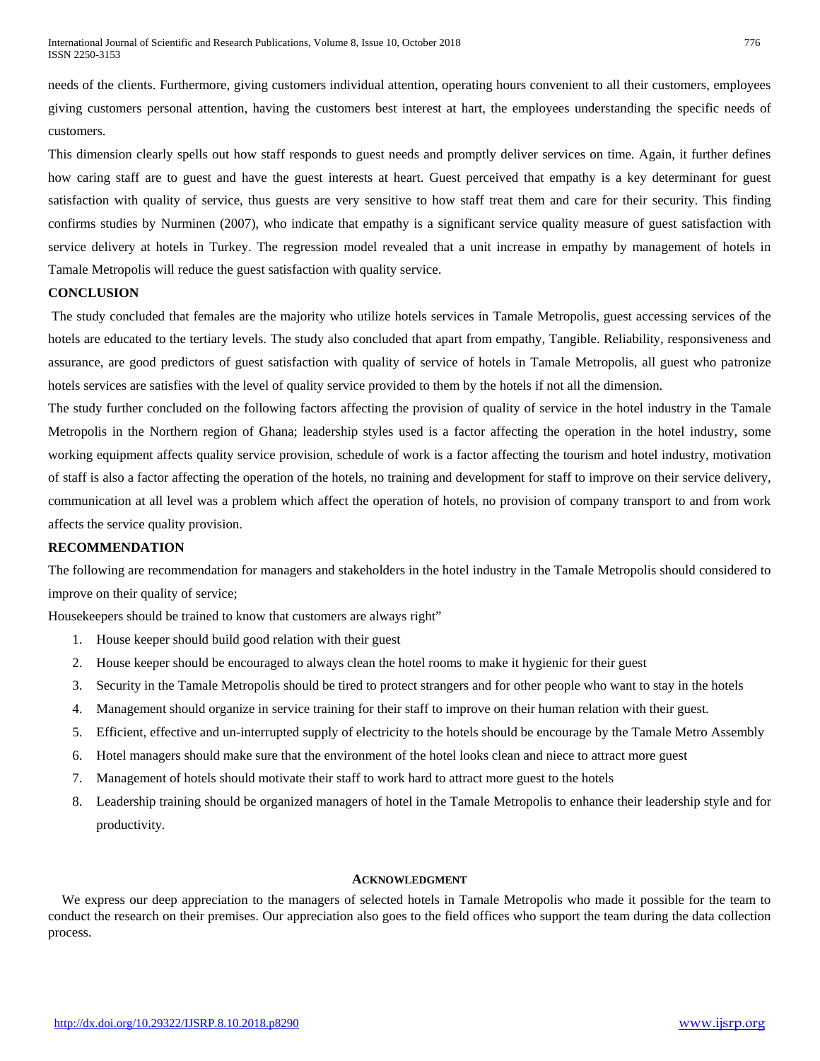needs of the clients. Furthermore, giving customers individual attention, operating hours convenient to all their customers, employees giving customers personal attention, having the customers best interest at hart, the employees understanding the specific needs of customers.

This dimension clearly spells out how staff responds to guest needs and promptly deliver services on time. Again, it further defines how caring staff are to guest and have the guest interests at heart. Guest perceived that empathy is a key determinant for guest satisfaction with quality of service, thus guests are very sensitive to how staff treat them and care for their security. This finding confirms studies by Nurminen (2007), who indicate that empathy is a significant service quality measure of guest satisfaction with service delivery at hotels in Turkey. The regression model revealed that a unit increase in empathy by management of hotels in Tamale Metropolis will reduce the guest satisfaction with quality service.

## CONCLUSION

The study concluded that females are the majority who utilize hotels services in Tamale Metropolis, guest accessing services of the hotels are educated to the tertiary levels. The study also concluded that apart from empathy, Tangible. Reliability, responsiveness and assurance, are good predictors of guest satisfaction with quality of service of hotels in Tamale Metropolis, all guest who patronize hotels services are satisfies with the level of quality service provided to them by the hotels if not all the dimension.

The study further concluded on the following factors affecting the provision of quality of service in the hotel industry in the Tamale Metropolis in the Northern region of Ghana; leadership styles used is a factor affecting the operation in the hotel industry, some working equipment affects quality service provision, schedule of work is a factor affecting the tourism and hotel industry, motivation of staff is also a factor affecting the operation of the hotels, no training and development for staff to improve on their service delivery, communication at all level was a problem which affect the operation of hotels, no provision of company transport to and from work affects the service quality provision.

## RECOMMENDATION

The following are recommendation for managers and stakeholders in the hotel industry in the Tamale Metropolis should considered to improve on their quality of service;

Housekeepers should be trained to know that customers are always right"

1. House keeper should build good relation with their guest
2. House keeper should be encouraged to always clean the hotel rooms to make it hygienic for their guest
3. Security in the Tamale Metropolis should be tired to protect strangers and for other people who want to stay in the hotels
4. Management should organize in service training for their staff to improve on their human relation with their guest.
5. Efficient, effective and un-interrupted supply of electricity to the hotels should be encourage by the Tamale Metro Assembly
6. Hotel managers should make sure that the environment of the hotel looks clean and niece to attract more guest
7. Management of hotels should motivate their staff to work hard to attract more guest to the hotels
8. Leadership training should be organized managers of hotel in the Tamale Metropolis to enhance their leadership style and for productivity.

## ACKNOWLEDGMENT

We express our deep appreciation to the managers of selected hotels in Tamale Metropolis who made it possible for the team to conduct the research on their premises. Our appreciation also goes to the field offices who support the team during the data collection process.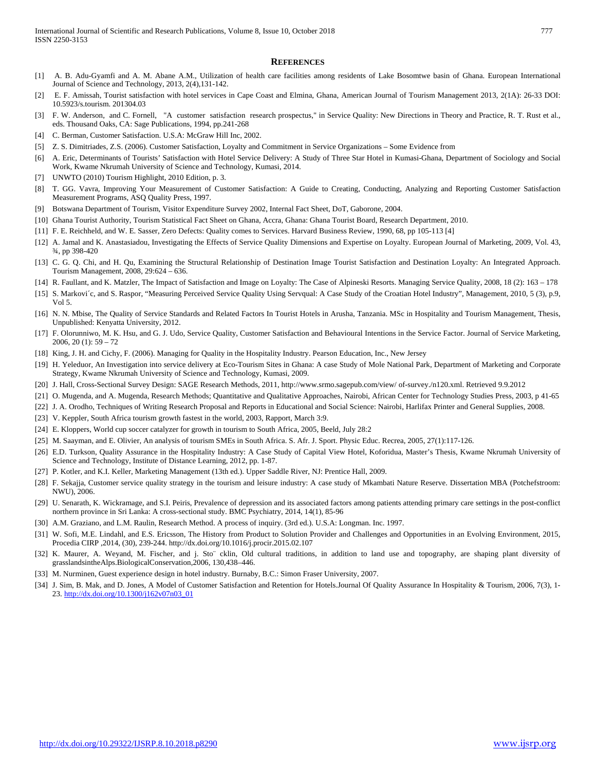## REFERENCES

[1] A. B. Adu-Gyamfi and A. M. Abane A.M., Utilization of health care facilities among residents of Lake Bosomtwe basin of Ghana. European International Journal of Science and Technology, 2013, 2(4),131-142.

[2] E. F. Amissah, Tourist satisfaction with hotel services in Cape Coast and Elmina, Ghana, American Journal of Tourism Management 2013, 2(1A): 26-33 DOI: 10.5923/s.tourism. 201304.03

[3] F. W. Anderson, and C. Fornell, "A customer satisfaction research prospectus," in Service Quality: New Directions in Theory and Practice, R. T. Rust et al., eds. Thousand Oaks, CA: Sage Publications, 1994, pp.241-268

[4] C. Berman, Customer Satisfaction. U.S.A: McGraw Hill Inc, 2002.

[5] Z. S. Dimitriades, Z.S. (2006). Customer Satisfaction, Loyalty and Commitment in Service Organizations – Some Evidence from

[6] A. Eric, Determinants of Tourists' Satisfaction with Hotel Service Delivery: A Study of Three Star Hotel in Kumasi-Ghana, Department of Sociology and Social Work, Kwame Nkrumah University of Science and Technology, Kumasi, 2014.

[7] UNWTO (2010) Tourism Highlight, 2010 Edition, p. 3.

[8] T. GG. Vavra, Improving Your Measurement of Customer Satisfaction: A Guide to Creating, Conducting, Analyzing and Reporting Customer Satisfaction Measurement Programs, ASQ Quality Press, 1997.

[9] Botswana Department of Tourism, Visitor Expenditure Survey 2002, Internal Fact Sheet, DoT, Gaborone, 2004.

[10] Ghana Tourist Authority, Tourism Statistical Fact Sheet on Ghana, Accra, Ghana: Ghana Tourist Board, Research Department, 2010.

[11] F. E. Reichheld, and W. E. Sasser, Zero Defects: Quality comes to Services. Harvard Business Review, 1990, 68, pp 105-113 [4]

[12] A. Jamal and K. Anastasiadou, Investigating the Effects of Service Quality Dimensions and Expertise on Loyalty. European Journal of Marketing, 2009, Vol. 43, ¾, pp 398-420

[13] C. G. Q. Chi, and H. Qu, Examining the Structural Relationship of Destination Image Tourist Satisfaction and Destination Loyalty: An Integrated Approach. Tourism Management, 2008, 29:624 – 636.

[14] R. Faullant, and K. Matzler, The Impact of Satisfaction and Image on Loyalty: The Case of Alpineski Resorts. Managing Service Quality, 2008, 18 (2): 163 – 178

[15] S. Markovi´c, and S. Raspor, "Measuring Perceived Service Quality Using Servqual: A Case Study of the Croatian Hotel Industry", Management, 2010, 5 (3), p.9, Vol 5.

[16] N. N. Mbise, The Quality of Service Standards and Related Factors In Tourist Hotels in Arusha, Tanzania. MSc in Hospitality and Tourism Management, Thesis, Unpublished: Kenyatta University, 2012.

[17] F. Olorunniwo, M. K. Hsu, and G. J. Udo, Service Quality, Customer Satisfaction and Behavioural Intentions in the Service Factor. Journal of Service Marketing, 2006, 20 (1): 59 – 72

[18] King, J. H. and Cichy, F. (2006). Managing for Quality in the Hospitality Industry. Pearson Education, Inc., New Jersey

[19] H. Yeleduor, An Investigation into service delivery at Eco-Tourism Sites in Ghana: A case Study of Mole National Park, Department of Marketing and Corporate Strategy, Kwame Nkrumah University of Science and Technology, Kumasi, 2009.

[20] J. Hall, Cross-Sectional Survey Design: SAGE Research Methods, 2011, http://www.srmo.sagepub.com/view/ of-survey./n120.xml. Retrieved 9.9.2012

[21] O. Mugenda, and A. Mugenda, Research Methods; Quantitative and Qualitative Approaches, Nairobi, African Center for Technology Studies Press, 2003, p 41-65

[22] J. A. Orodho, Techniques of Writing Research Proposal and Reports in Educational and Social Science: Nairobi, Harlifax Printer and General Supplies, 2008.

[23] V. Keppler, South Africa tourism growth fastest in the world, 2003, Rapport, March 3:9.

[24] E. Kloppers, World cup soccer catalyzer for growth in tourism to South Africa, 2005, Beeld, July 28:2

[25] M. Saayman, and E. Olivier, An analysis of tourism SMEs in South Africa. S. Afr. J. Sport. Physic Educ. Recrea, 2005, 27(1):117-126.

[26] E.D. Turkson, Quality Assurance in the Hospitality Industry: A Case Study of Capital View Hotel, Koforidua, Master's Thesis, Kwame Nkrumah University of Science and Technology, Institute of Distance Learning, 2012, pp. 1-87.

[27] P. Kotler, and K.I. Keller, Marketing Management (13th ed.). Upper Saddle River, NJ: Prentice Hall, 2009.

[28] F. Sekajja, Customer service quality strategy in the tourism and leisure industry: A case study of Mkambati Nature Reserve. Dissertation MBA (Potchefstroom: NWU), 2006.

[29] U. Senarath, K. Wickramage, and S.I. Peiris, Prevalence of depression and its associated factors among patients attending primary care settings in the post-conflict northern province in Sri Lanka: A cross-sectional study. BMC Psychiatry, 2014, 14(1), 85-96

[30] A.M. Graziano, and L.M. Raulin, Research Method. A process of inquiry. (3rd ed.). U.S.A: Longman. Inc. 1997.

[31] W. Sofi, M.E. Lindahl, and E.S. Ericsson, The History from Product to Solution Provider and Challenges and Opportunities in an Evolving Environment, 2015, Procedia CIRP ,2014, (30), 239-244. http://dx.doi.org/10.1016/j.procir.2015.02.107

[32] K. Maurer, A. Weyand, M. Fischer, and j. Sto¨ cklin, Old cultural traditions, in addition to land use and topography, are shaping plant diversity of grasslandsintheAlps.BiologicalConservation,2006, 130,438–446.

[33] M. Nurminen, Guest experience design in hotel industry. Burnaby, B.C.: Simon Fraser University, 2007.

[34] J. Sim, B. Mak, and D. Jones, A Model of Customer Satisfaction and Retention for Hotels.Journal Of Quality Assurance In Hospitality & Tourism, 2006, 7(3), 1-23. http://dx.doi.org/10.1300/j162v07n03_01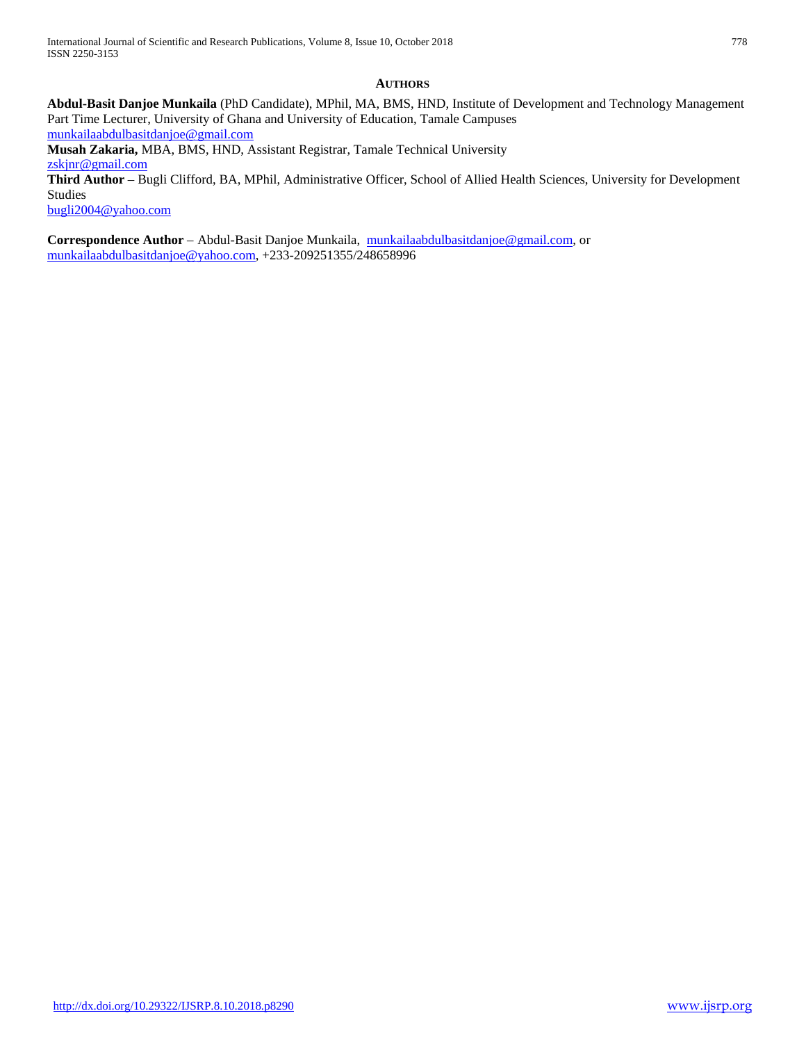**AUTHORS**

**Abdul-Basit Danjoe Munkaila** (PhD Candidate), MPhil, MA, BMS, HND, Institute of Development and Technology Management Part Time Lecturer, University of Ghana and University of Education, Tamale Campuses
munkailaabdulbasitdanjoe@gmail.com

**Musah Zakaria,** MBA, BMS, HND, Assistant Registrar, Tamale Technical University
zskjnr@gmail.com

**Third Author** – Bugli Clifford, BA, MPhil, Administrative Officer, School of Allied Health Sciences, University for Development Studies
bugli2004@yahoo.com

**Correspondence Author** – Abdul-Basit Danjoe Munkaila, munkailaabdulbasitdanjoe@gmail.com, or munkailaabdulbasitdanjoe@yahoo.com, +233-209251355/248658996